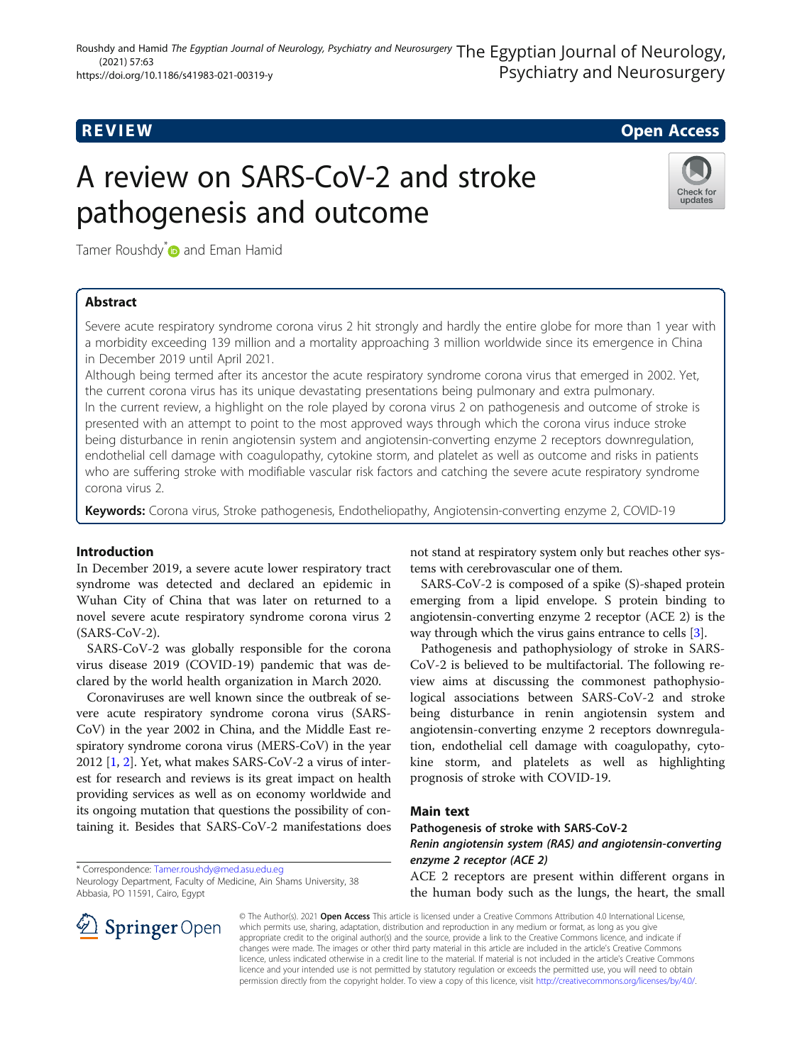REVIEW

Open Access

# A review on SARS-CoV-2 and stroke pathogenesis and outcome

Tamer Roushdy* and Eman Hamid

## Abstract

Severe acute respiratory syndrome corona virus 2 hit strongly and hardly the entire globe for more than 1 year with a morbidity exceeding 139 million and a mortality approaching 3 million worldwide since its emergence in China in December 2019 until April 2021.

Although being termed after its ancestor the acute respiratory syndrome corona virus that emerged in 2002. Yet, the current corona virus has its unique devastating presentations being pulmonary and extra pulmonary.

In the current review, a highlight on the role played by corona virus 2 on pathogenesis and outcome of stroke is presented with an attempt to point to the most approved ways through which the corona virus induce stroke being disturbance in renin angiotensin system and angiotensin-converting enzyme 2 receptors downregulation, endothelial cell damage with coagulopathy, cytokine storm, and platelet as well as outcome and risks in patients who are suffering stroke with modifiable vascular risk factors and catching the severe acute respiratory syndrome corona virus 2.

**Keywords:** Corona virus, Stroke pathogenesis, Endotheliopathy, Angiotensin-converting enzyme 2, COVID-19

## Introduction

In December 2019, a severe acute lower respiratory tract syndrome was detected and declared an epidemic in Wuhan City of China that was later on returned to a novel severe acute respiratory syndrome corona virus 2 (SARS-CoV-2).

SARS-CoV-2 was globally responsible for the corona virus disease 2019 (COVID-19) pandemic that was declared by the world health organization in March 2020.

Coronaviruses are well known since the outbreak of severe acute respiratory syndrome corona virus (SARS-CoV) in the year 2002 in China, and the Middle East respiratory syndrome corona virus (MERS-CoV) in the year 2012 [1, 2]. Yet, what makes SARS-CoV-2 a virus of interest for research and reviews is its great impact on health providing services as well as on economy worldwide and its ongoing mutation that questions the possibility of containing it. Besides that SARS-CoV-2 manifestations does not stand at respiratory system only but reaches other systems with cerebrovascular one of them.

SARS-CoV-2 is composed of a spike (S)-shaped protein emerging from a lipid envelope. S protein binding to angiotensin-converting enzyme 2 receptor (ACE 2) is the way through which the virus gains entrance to cells [3].

Pathogenesis and pathophysiology of stroke in SARS-CoV-2 is believed to be multifactorial. The following review aims at discussing the commonest pathophysiological associations between SARS-CoV-2 and stroke being disturbance in renin angiotensin system and angiotensin-converting enzyme 2 receptors downregulation, endothelial cell damage with coagulopathy, cytokine storm, and platelets as well as highlighting prognosis of stroke with COVID-19.

## Main text

### Pathogenesis of stroke with SARS-CoV-2

#### *Renin angiotensin system (RAS) and angiotensin-converting enzyme 2 receptor (ACE 2)*

ACE 2 receptors are present within different organs in the human body such as the lungs, the heart, the small

\* Correspondence: Tamer.roushdy@med.asu.edu.eg
Neurology Department, Faculty of Medicine, Ain Shams University, 38 Abbasia, PO 11591, Cairo, Egypt

© The Author(s). 2021 **Open Access** This article is licensed under a Creative Commons Attribution 4.0 International License, which permits use, sharing, adaptation, distribution and reproduction in any medium or format, as long as you give appropriate credit to the original author(s) and the source, provide a link to the Creative Commons licence, and indicate if changes were made. The images or other third party material in this article are included in the article's Creative Commons licence, unless indicated otherwise in a credit line to the material. If material is not included in the article's Creative Commons licence and your intended use is not permitted by statutory regulation or exceeds the permitted use, you will need to obtain permission directly from the copyright holder. To view a copy of this licence, visit http://creativecommons.org/licenses/by/4.0/.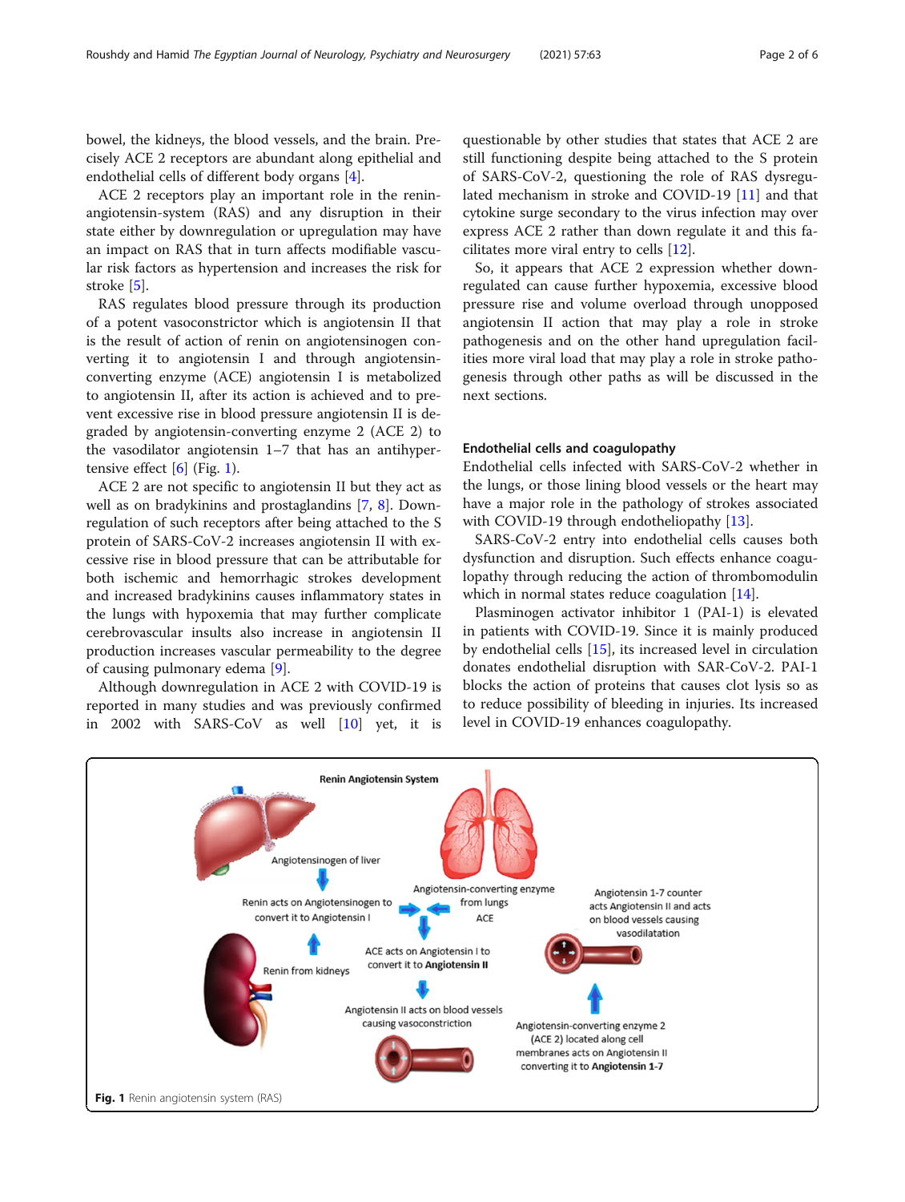bowel, the kidneys, the blood vessels, and the brain. Precisely ACE 2 receptors are abundant along epithelial and endothelial cells of different body organs [4].

ACE 2 receptors play an important role in the renin-angiotensin-system (RAS) and any disruption in their state either by downregulation or upregulation may have an impact on RAS that in turn affects modifiable vascular risk factors as hypertension and increases the risk for stroke [5].

RAS regulates blood pressure through its production of a potent vasoconstrictor which is angiotensin II that is the result of action of renin on angiotensinogen converting it to angiotensin I and through angiotensin-converting enzyme (ACE) angiotensin I is metabolized to angiotensin II, after its action is achieved and to prevent excessive rise in blood pressure angiotensin II is degraded by angiotensin-converting enzyme 2 (ACE 2) to the vasodilator angiotensin 1–7 that has an antihypertensive effect [6] (Fig. 1).

ACE 2 are not specific to angiotensin II but they act as well as on bradykinins and prostaglandins [7, 8]. Downregulation of such receptors after being attached to the S protein of SARS-CoV-2 increases angiotensin II with excessive rise in blood pressure that can be attributable for both ischemic and hemorrhagic strokes development and increased bradykinins causes inflammatory states in the lungs with hypoxemia that may further complicate cerebrovascular insults also increase in angiotensin II production increases vascular permeability to the degree of causing pulmonary edema [9].

Although downregulation in ACE 2 with COVID-19 is reported in many studies and was previously confirmed in 2002 with SARS-CoV as well [10] yet, it is questionable by other studies that states that ACE 2 are still functioning despite being attached to the S protein of SARS-CoV-2, questioning the role of RAS dysregulated mechanism in stroke and COVID-19 [11] and that cytokine surge secondary to the virus infection may over express ACE 2 rather than down regulate it and this facilitates more viral entry to cells [12].

So, it appears that ACE 2 expression whether down-regulated can cause further hypoxemia, excessive blood pressure rise and volume overload through unopposed angiotensin II action that may play a role in stroke pathogenesis and on the other hand upregulation facilities more viral load that may play a role in stroke pathogenesis through other paths as will be discussed in the next sections.

## Endothelial cells and coagulopathy

Endothelial cells infected with SARS-CoV-2 whether in the lungs, or those lining blood vessels or the heart may have a major role in the pathology of strokes associated with COVID-19 through endotheliopathy [13].

SARS-CoV-2 entry into endothelial cells causes both dysfunction and disruption. Such effects enhance coagulopathy through reducing the action of thrombomodulin which in normal states reduce coagulation [14].

Plasminogen activator inhibitor 1 (PAI-1) is elevated in patients with COVID-19. Since it is mainly produced by endothelial cells [15], its increased level in circulation donates endothelial disruption with SAR-CoV-2. PAI-1 blocks the action of proteins that causes clot lysis so as to reduce possibility of bleeding in injuries. Its increased level in COVID-19 enhances coagulopathy.

**Fig. 1** Renin angiotensin system (RAS)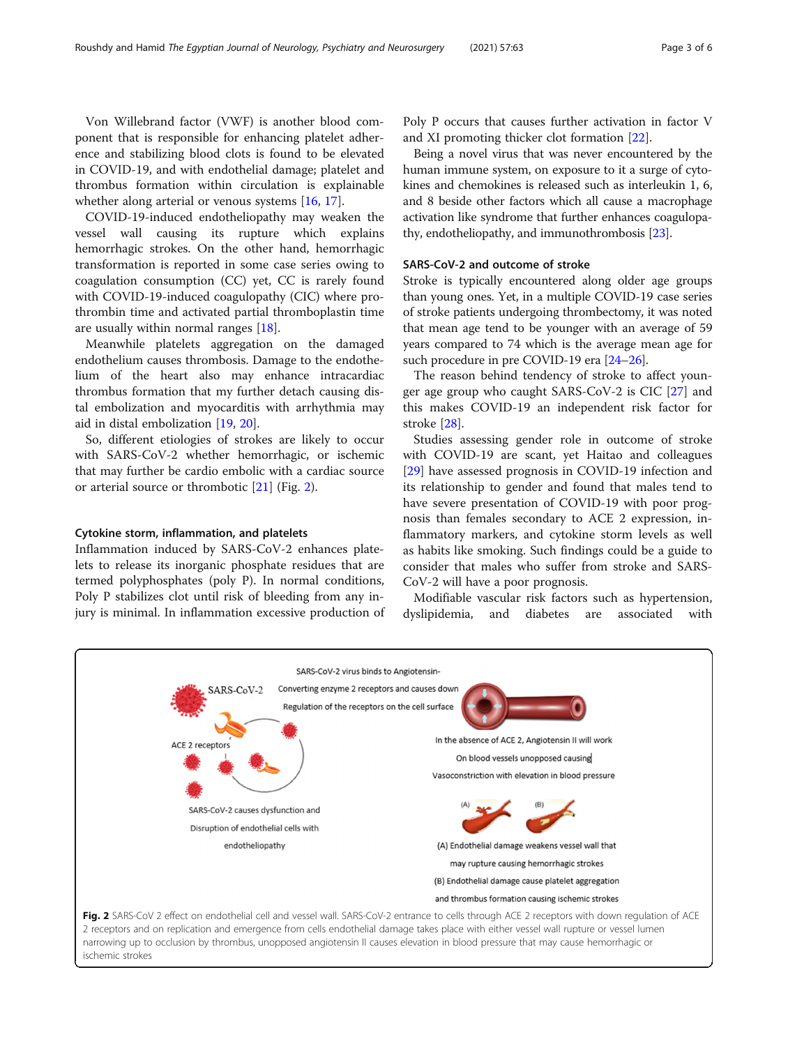Von Willebrand factor (VWF) is another blood component that is responsible for enhancing platelet adherence and stabilizing blood clots is found to be elevated in COVID-19, and with endothelial damage; platelet and thrombus formation within circulation is explainable whether along arterial or venous systems [16, 17].

COVID-19-induced endotheliopathy may weaken the vessel wall causing its rupture which explains hemorrhagic strokes. On the other hand, hemorrhagic transformation is reported in some case series owing to coagulation consumption (CC) yet, CC is rarely found with COVID-19-induced coagulopathy (CIC) where prothrombin time and activated partial thromboplastin time are usually within normal ranges [18].

Meanwhile platelets aggregation on the damaged endothelium causes thrombosis. Damage to the endothelium of the heart also may enhance intracardiac thrombus formation that my further detach causing distal embolization and myocarditis with arrhythmia may aid in distal embolization [19, 20].

So, different etiologies of strokes are likely to occur with SARS-CoV-2 whether hemorrhagic, or ischemic that may further be cardio embolic with a cardiac source or arterial source or thrombotic [21] (Fig. 2).

### Cytokine storm, inflammation, and platelets

Inflammation induced by SARS-CoV-2 enhances platelets to release its inorganic phosphate residues that are termed polyphosphates (poly P). In normal conditions, Poly P stabilizes clot until risk of bleeding from any injury is minimal. In inflammation excessive production of Poly P occurs that causes further activation in factor V and XI promoting thicker clot formation [22].

Being a novel virus that was never encountered by the human immune system, on exposure to it a surge of cytokines and chemokines is released such as interleukin 1, 6, and 8 beside other factors which all cause a macrophage activation like syndrome that further enhances coagulopathy, endotheliopathy, and immunothrombosis [23].

### SARS-CoV-2 and outcome of stroke

Stroke is typically encountered along older age groups than young ones. Yet, in a multiple COVID-19 case series of stroke patients undergoing thrombectomy, it was noted that mean age tend to be younger with an average of 59 years compared to 74 which is the average mean age for such procedure in pre COVID-19 era [24–26].

The reason behind tendency of stroke to affect younger age group who caught SARS-CoV-2 is CIC [27] and this makes COVID-19 an independent risk factor for stroke [28].

Studies assessing gender role in outcome of stroke with COVID-19 are scant, yet Haitao and colleagues [29] have assessed prognosis in COVID-19 infection and its relationship to gender and found that males tend to have severe presentation of COVID-19 with poor prognosis than females secondary to ACE 2 expression, inflammatory markers, and cytokine storm levels as well as habits like smoking. Such findings could be a guide to consider that males who suffer from stroke and SARS-CoV-2 will have a poor prognosis.

Modifiable vascular risk factors such as hypertension, dyslipidemia, and diabetes are associated with

**Fig. 2** SARS-CoV 2 effect on endothelial cell and vessel wall. SARS-CoV-2 entrance to cells through ACE 2 receptors with down regulation of ACE 2 receptors and on replication and emergence from cells endothelial damage takes place with either vessel wall rupture or vessel lumen narrowing up to occlusion by thrombus, unopposed angiotensin II causes elevation in blood pressure that may cause hemorrhagic or ischemic strokes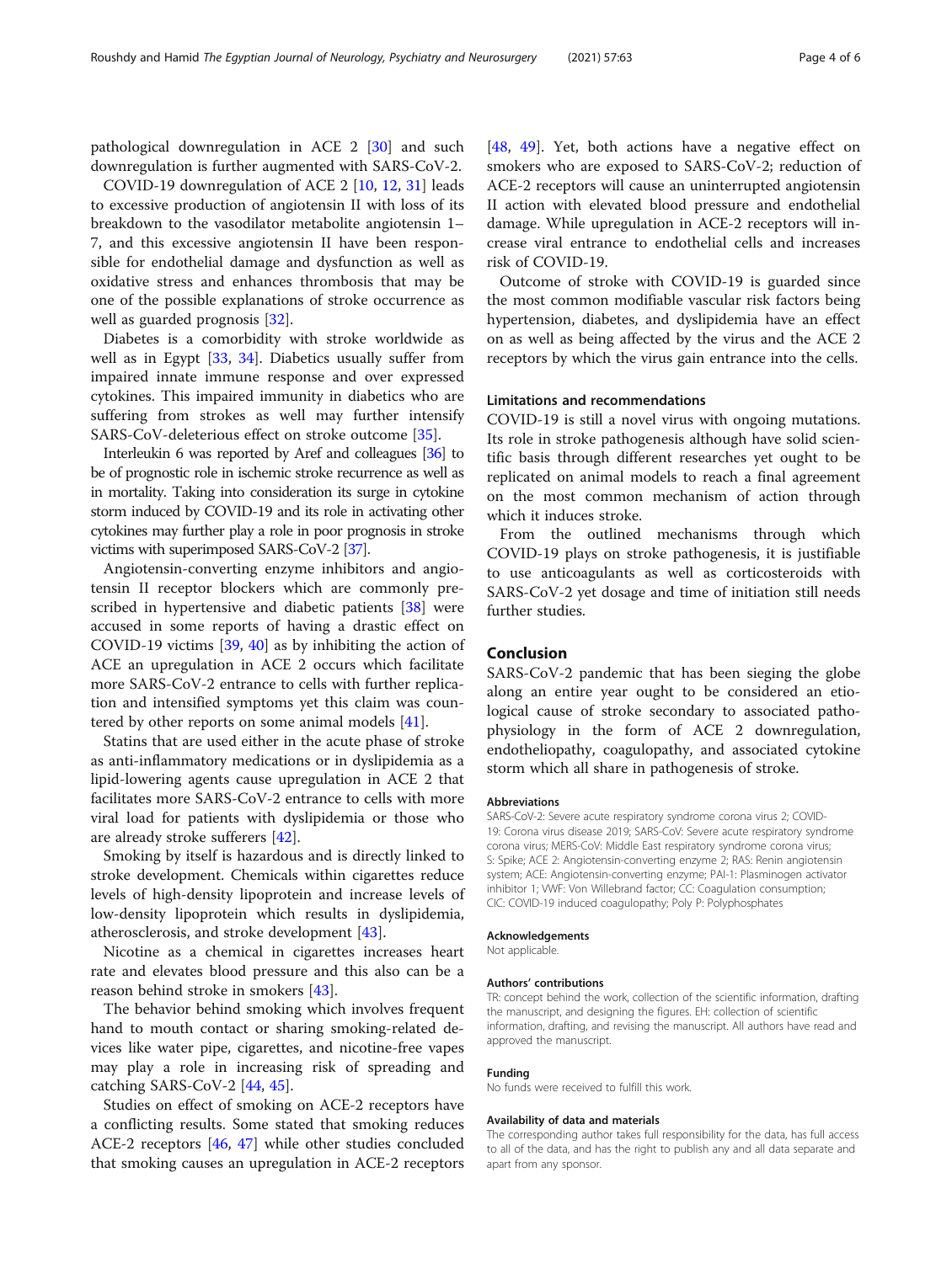pathological downregulation in ACE 2 [30] and such downregulation is further augmented with SARS-CoV-2.

COVID-19 downregulation of ACE 2 [10, 12, 31] leads to excessive production of angiotensin II with loss of its breakdown to the vasodilator metabolite angiotensin 1–7, and this excessive angiotensin II have been responsible for endothelial damage and dysfunction as well as oxidative stress and enhances thrombosis that may be one of the possible explanations of stroke occurrence as well as guarded prognosis [32].

Diabetes is a comorbidity with stroke worldwide as well as in Egypt [33, 34]. Diabetics usually suffer from impaired innate immune response and over expressed cytokines. This impaired immunity in diabetics who are suffering from strokes as well may further intensify SARS-CoV-deleterious effect on stroke outcome [35].

Interleukin 6 was reported by Aref and colleagues [36] to be of prognostic role in ischemic stroke recurrence as well as in mortality. Taking into consideration its surge in cytokine storm induced by COVID-19 and its role in activating other cytokines may further play a role in poor prognosis in stroke victims with superimposed SARS-CoV-2 [37].

Angiotensin-converting enzyme inhibitors and angiotensin II receptor blockers which are commonly prescribed in hypertensive and diabetic patients [38] were accused in some reports of having a drastic effect on COVID-19 victims [39, 40] as by inhibiting the action of ACE an upregulation in ACE 2 occurs which facilitate more SARS-CoV-2 entrance to cells with further replication and intensified symptoms yet this claim was countered by other reports on some animal models [41].

Statins that are used either in the acute phase of stroke as anti-inflammatory medications or in dyslipidemia as a lipid-lowering agents cause upregulation in ACE 2 that facilitates more SARS-CoV-2 entrance to cells with more viral load for patients with dyslipidemia or those who are already stroke sufferers [42].

Smoking by itself is hazardous and is directly linked to stroke development. Chemicals within cigarettes reduce levels of high-density lipoprotein and increase levels of low-density lipoprotein which results in dyslipidemia, atherosclerosis, and stroke development [43].

Nicotine as a chemical in cigarettes increases heart rate and elevates blood pressure and this also can be a reason behind stroke in smokers [43].

The behavior behind smoking which involves frequent hand to mouth contact or sharing smoking-related devices like water pipe, cigarettes, and nicotine-free vapes may play a role in increasing risk of spreading and catching SARS-CoV-2 [44, 45].

Studies on effect of smoking on ACE-2 receptors have a conflicting results. Some stated that smoking reduces ACE-2 receptors [46, 47] while other studies concluded that smoking causes an upregulation in ACE-2 receptors [48, 49]. Yet, both actions have a negative effect on smokers who are exposed to SARS-CoV-2; reduction of ACE-2 receptors will cause an uninterrupted angiotensin II action with elevated blood pressure and endothelial damage. While upregulation in ACE-2 receptors will increase viral entrance to endothelial cells and increases risk of COVID-19.

Outcome of stroke with COVID-19 is guarded since the most common modifiable vascular risk factors being hypertension, diabetes, and dyslipidemia have an effect on as well as being affected by the virus and the ACE 2 receptors by which the virus gain entrance into the cells.

### Limitations and recommendations

COVID-19 is still a novel virus with ongoing mutations. Its role in stroke pathogenesis although have solid scientific basis through different researches yet ought to be replicated on animal models to reach a final agreement on the most common mechanism of action through which it induces stroke.

From the outlined mechanisms through which COVID-19 plays on stroke pathogenesis, it is justifiable to use anticoagulants as well as corticosteroids with SARS-CoV-2 yet dosage and time of initiation still needs further studies.

## Conclusion

SARS-CoV-2 pandemic that has been sieging the globe along an entire year ought to be considered an etiological cause of stroke secondary to associated pathophysiology in the form of ACE 2 downregulation, endotheliopathy, coagulopathy, and associated cytokine storm which all share in pathogenesis of stroke.

#### Abbreviations

SARS-CoV-2: Severe acute respiratory syndrome corona virus 2; COVID-19: Corona virus disease 2019; SARS-CoV: Severe acute respiratory syndrome corona virus; MERS-CoV: Middle East respiratory syndrome corona virus; S: Spike; ACE 2: Angiotensin-converting enzyme 2; RAS: Renin angiotensin system; ACE: Angiotensin-converting enzyme; PAI-1: Plasminogen activator inhibitor 1; VWF: Von Willebrand factor; CC: Coagulation consumption; CIC: COVID-19 induced coagulopathy; Poly P: Polyphosphates

#### Acknowledgements

Not applicable.

#### Authors' contributions

TR: concept behind the work, collection of the scientific information, drafting the manuscript, and designing the figures. EH: collection of scientific information, drafting, and revising the manuscript. All authors have read and approved the manuscript.

#### Funding

No funds were received to fulfill this work.

#### Availability of data and materials

The corresponding author takes full responsibility for the data, has full access to all of the data, and has the right to publish any and all data separate and apart from any sponsor.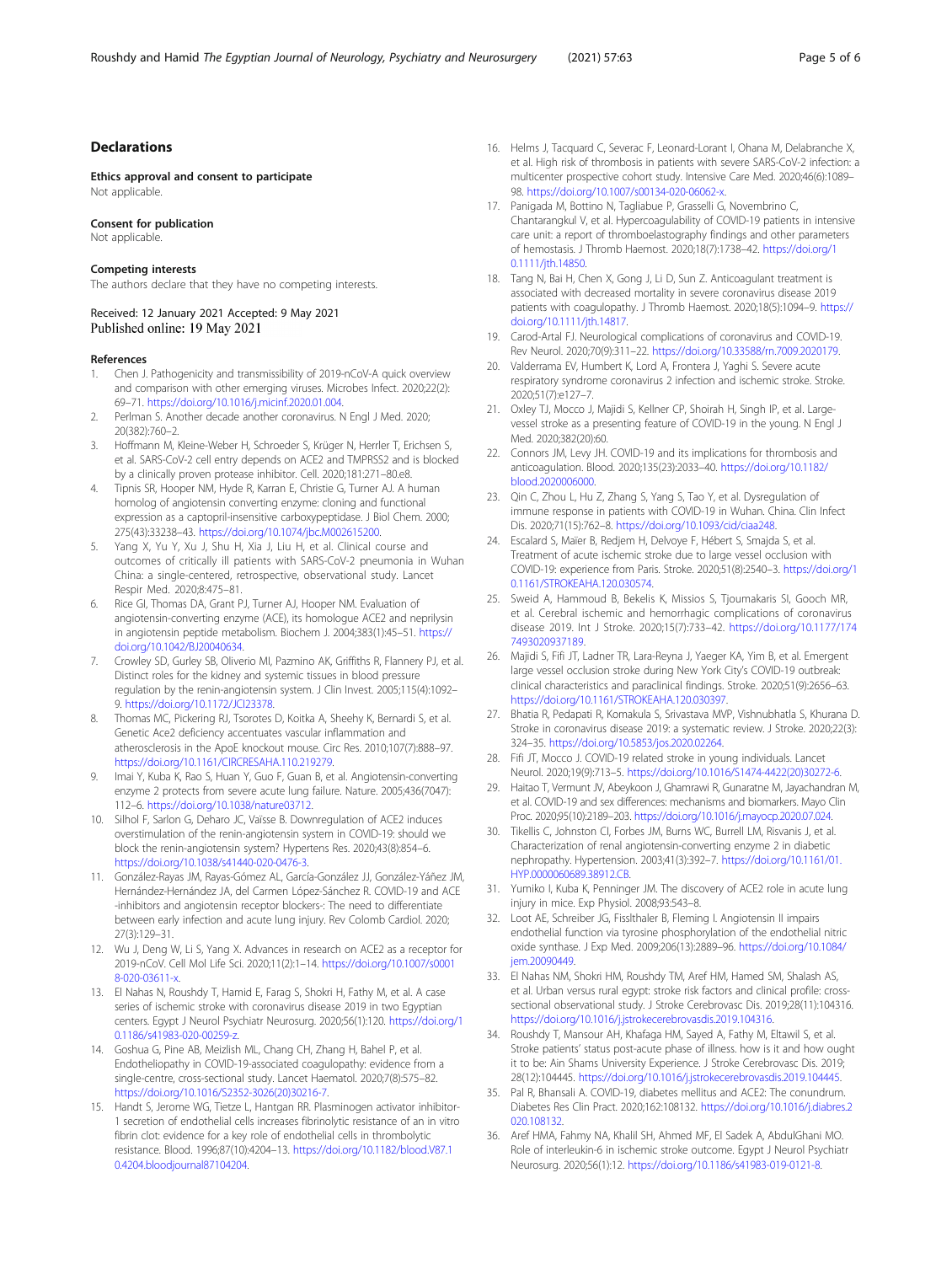## Declarations

### Ethics approval and consent to participate

Not applicable.

### Consent for publication

Not applicable.

### Competing interests

The authors declare that they have no competing interests.

Received: 12 January 2021 Accepted: 9 May 2021
Published online: 19 May 2021

### References

1. Chen J. Pathogenicity and transmissibility of 2019-nCoV-A quick overview and comparison with other emerging viruses. Microbes Infect. 2020;22(2): 69–71. https://doi.org/10.1016/j.micinf.2020.01.004.
2. Perlman S. Another decade another coronavirus. N Engl J Med. 2020; 20(382):760–2.
3. Hoffmann M, Kleine-Weber H, Schroeder S, Krüger N, Herrler T, Erichsen S, et al. SARS-CoV-2 cell entry depends on ACE2 and TMPRSS2 and is blocked by a clinically proven protease inhibitor. Cell. 2020;181:271–80.e8.
4. Tipnis SR, Hooper NM, Hyde R, Karran E, Christie G, Turner AJ. A human homolog of angiotensin converting enzyme: cloning and functional expression as a captopril-insensitive carboxypeptidase. J Biol Chem. 2000; 275(43):33238–43. https://doi.org/10.1074/jbc.M002615200.
5. Yang X, Yu Y, Xu J, Shu H, Xia J, Liu H, et al. Clinical course and outcomes of critically ill patients with SARS-CoV-2 pneumonia in Wuhan China: a single-centered, retrospective, observational study. Lancet Respir Med. 2020;8:475–81.
6. Rice GI, Thomas DA, Grant PJ, Turner AJ, Hooper NM. Evaluation of angiotensin-converting enzyme (ACE), its homologue ACE2 and neprilysin in angiotensin peptide metabolism. Biochem J. 2004;383(1):45–51. https://doi.org/10.1042/BJ20040634.
7. Crowley SD, Gurley SB, Oliverio MI, Pazmino AK, Griffiths R, Flannery PJ, et al. Distinct roles for the kidney and systemic tissues in blood pressure regulation by the renin-angiotensin system. J Clin Invest. 2005;115(4):1092–9. https://doi.org/10.1172/JCI23378.
8. Thomas MC, Pickering RJ, Tsorotes D, Koitka A, Sheehy K, Bernardi S, et al. Genetic Ace2 deficiency accentuates vascular inflammation and atherosclerosis in the ApoE knockout mouse. Circ Res. 2010;107(7):888–97. https://doi.org/10.1161/CIRCRESAHA.110.219279.
9. Imai Y, Kuba K, Rao S, Huan Y, Guo F, Guan B, et al. Angiotensin-converting enzyme 2 protects from severe acute lung failure. Nature. 2005;436(7047): 112–6. https://doi.org/10.1038/nature03712.
10. Silhol F, Sarlon G, Deharo JC, Vaïsse B. Downregulation of ACE2 induces overstimulation of the renin-angiotensin system in COVID-19: should we block the renin-angiotensin system? Hypertens Res. 2020;43(8):854–6. https://doi.org/10.1038/s41440-020-0476-3.
11. González-Rayas JM, Rayas-Gómez AL, García-González JJ, González-Yáñez JM, Hernández-Hernández JA, del Carmen López-Sánchez R. COVID-19 and ACE -inhibitors and angiotensin receptor blockers-: The need to differentiate between early infection and acute lung injury. Rev Colomb Cardiol. 2020; 27(3):129–31.
12. Wu J, Deng W, Li S, Yang X. Advances in research on ACE2 as a receptor for 2019-nCoV. Cell Mol Life Sci. 2020;11(2):1–14. https://doi.org/10.1007/s00018-020-03611-x.
13. El Nahas N, Roushdy T, Hamid E, Farag S, Shokri H, Fathy M, et al. A case series of ischemic stroke with coronavirus disease 2019 in two Egyptian centers. Egypt J Neurol Psychiatr Neurosurg. 2020;56(1):120. https://doi.org/10.1186/s41983-020-00259-z.
14. Goshua G, Pine AB, Meizlish ML, Chang CH, Zhang H, Bahel P, et al. Endotheliopathy in COVID-19-associated coagulopathy: evidence from a single-centre, cross-sectional study. Lancet Haematol. 2020;7(8):575–82. https://doi.org/10.1016/S2352-3026(20)30216-7.
15. Handt S, Jerome WG, Tietze L, Hantgan RR. Plasminogen activator inhibitor-1 secretion of endothelial cells increases fibrinolytic resistance of an in vitro fibrin clot: evidence for a key role of endothelial cells in thrombolytic resistance. Blood. 1996;87(10):4204–13. https://doi.org/10.1182/blood.V87.10.4204.bloodjournal87104204.
16. Helms J, Tacquard C, Severac F, Leonard-Lorant I, Ohana M, Delabranche X, et al. High risk of thrombosis in patients with severe SARS-CoV-2 infection: a multicenter prospective cohort study. Intensive Care Med. 2020;46(6):1089–98. https://doi.org/10.1007/s00134-020-06062-x.
17. Panigada M, Bottino N, Tagliabue P, Grasselli G, Novembrino C, Chantarangkul V, et al. Hypercoagulability of COVID-19 patients in intensive care unit: a report of thromboelastography findings and other parameters of hemostasis. J Thromb Haemost. 2020;18(7):1738–42. https://doi.org/10.1111/jth.14850.
18. Tang N, Bai H, Chen X, Gong J, Li D, Sun Z. Anticoagulant treatment is associated with decreased mortality in severe coronavirus disease 2019 patients with coagulopathy. J Thromb Haemost. 2020;18(5):1094–9. https://doi.org/10.1111/jth.14817.
19. Carod-Artal FJ. Neurological complications of coronavirus and COVID-19. Rev Neurol. 2020;70(9):311–22. https://doi.org/10.33588/rn.7009.2020179.
20. Valderrama EV, Humbert K, Lord A, Frontera J, Yaghi S. Severe acute respiratory syndrome coronavirus 2 infection and ischemic stroke. Stroke. 2020;51(7):e127–7.
21. Oxley TJ, Mocco J, Majidi S, Kellner CP, Shoirah H, Singh IP, et al. Large-vessel stroke as a presenting feature of COVID-19 in the young. N Engl J Med. 2020;382(20):60.
22. Connors JM, Levy JH. COVID-19 and its implications for thrombosis and anticoagulation. Blood. 2020;135(23):2033–40. https://doi.org/10.1182/blood.2020006000.
23. Qin C, Zhou L, Hu Z, Zhang S, Yang S, Tao Y, et al. Dysregulation of immune response in patients with COVID-19 in Wuhan. China. Clin Infect Dis. 2020;71(15):762–8. https://doi.org/10.1093/cid/ciaa248.
24. Escalard S, Maïer B, Redjem H, Delvoye F, Hébert S, Smajda S, et al. Treatment of acute ischemic stroke due to large vessel occlusion with COVID-19: experience from Paris. Stroke. 2020;51(8):2540–3. https://doi.org/10.1161/STROKEAHA.120.030574.
25. Sweid A, Hammoud B, Bekelis K, Missios S, Tjoumakaris SI, Gooch MR, et al. Cerebral ischemic and hemorrhagic complications of coronavirus disease 2019. Int J Stroke. 2020;15(7):733–42. https://doi.org/10.1177/1747493020937189.
26. Majidi S, Fifi JT, Ladner TR, Lara-Reyna J, Yaeger KA, Yim B, et al. Emergent large vessel occlusion stroke during New York City's COVID-19 outbreak: clinical characteristics and paraclinical findings. Stroke. 2020;51(9):2656–63. https://doi.org/10.1161/STROKEAHA.120.030397.
27. Bhatia R, Pedapati R, Komakula S, Srivastava MVP, Vishnubhatla S, Khurana D. Stroke in coronavirus disease 2019: a systematic review. J Stroke. 2020;22(3): 324–35. https://doi.org/10.5853/jos.2020.02264.
28. Fifi JT, Mocco J. COVID-19 related stroke in young individuals. Lancet Neurol. 2020;19(9):713–5. https://doi.org/10.1016/S1474-4422(20)30272-6.
29. Haitao T, Vermunt JV, Abeykoon J, Ghamrawi R, Gunaratne M, Jayachandran M, et al. COVID-19 and sex differences: mechanisms and biomarkers. Mayo Clin Proc. 2020;95(10):2189–203. https://doi.org/10.1016/j.mayocp.2020.07.024.
30. Tikellis C, Johnston CI, Forbes JM, Burns WC, Burrell LM, Risvanis J, et al. Characterization of renal angiotensin-converting enzyme 2 in diabetic nephropathy. Hypertension. 2003;41(3):392–7. https://doi.org/10.1161/01.HYP.0000060689.38912.CB.
31. Yumiko I, Kuba K, Penninger JM. The discovery of ACE2 role in acute lung injury in mice. Exp Physiol. 2008;93:543–8.
32. Loot AE, Schreiber JG, Fisslthaler B, Fleming I. Angiotensin II impairs endothelial function via tyrosine phosphorylation of the endothelial nitric oxide synthase. J Exp Med. 2009;206(13):2889–96. https://doi.org/10.1084/jem.20090449.
33. El Nahas NM, Shokri HM, Roushdy TM, Aref HM, Hamed SM, Shalash AS, et al. Urban versus rural egypt: stroke risk factors and clinical profile: cross-sectional observational study. J Stroke Cerebrovasc Dis. 2019;28(11):104316. https://doi.org/10.1016/j.jstrokecerebrovasdis.2019.104316.
34. Roushdy T, Mansour AH, Khafaga HM, Sayed A, Fathy M, Eltawil S, et al. Stroke patients' status post-acute phase of illness. how is it and how ought it to be: Ain Shams University Experience. J Stroke Cerebrovasc Dis. 2019; 28(12):104445. https://doi.org/10.1016/j.jstrokecerebrovasdis.2019.104445.
35. Pal R, Bhansali A. COVID-19, diabetes mellitus and ACE2: The conundrum. Diabetes Res Clin Pract. 2020;162:108132. https://doi.org/10.1016/j.diabres.2020.108132.
36. Aref HMA, Fahmy NA, Khalil SH, Ahmed MF, El Sadek A, AbdulGhani MO. Role of interleukin-6 in ischemic stroke outcome. Egypt J Neurol Psychiatr Neurosurg. 2020;56(1):12. https://doi.org/10.1186/s41983-019-0121-8.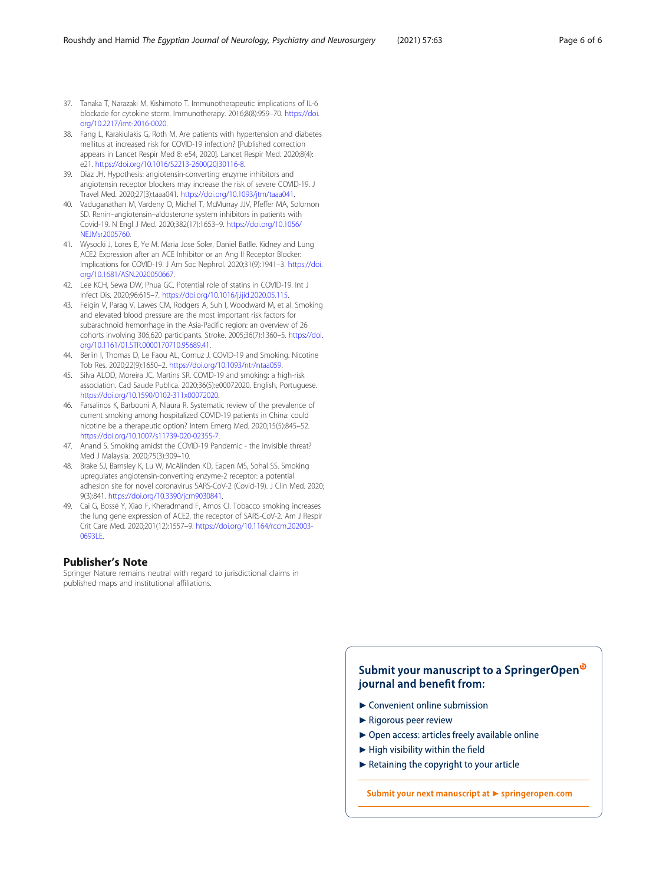37. Tanaka T, Narazaki M, Kishimoto T. Immunotherapeutic implications of IL-6 blockade for cytokine storm. Immunotherapy. 2016;8(8):959–70. https://doi.org/10.2217/imt-2016-0020.
38. Fang L, Karakiulakis G, Roth M. Are patients with hypertension and diabetes mellitus at increased risk for COVID-19 infection? [Published correction appears in Lancet Respir Med 8: e54, 2020]. Lancet Respir Med. 2020;8(4):e21. https://doi.org/10.1016/S2213-2600(20)30116-8.
39. Diaz JH. Hypothesis: angiotensin-converting enzyme inhibitors and angiotensin receptor blockers may increase the risk of severe COVID-19. J Travel Med. 2020;27(3):taaa041. https://doi.org/10.1093/jtm/taaa041.
40. Vaduganathan M, Vardeny O, Michel T, McMurray JJV, Pfeffer MA, Solomon SD. Renin–angiotensin–aldosterone system inhibitors in patients with Covid-19. N Engl J Med. 2020;382(17):1653–9. https://doi.org/10.1056/NEJMsr2005760.
41. Wysocki J, Lores E, Ye M. Maria Jose Soler, Daniel Batlle. Kidney and Lung ACE2 Expression after an ACE Inhibitor or an Ang II Receptor Blocker: Implications for COVID-19. J Am Soc Nephrol. 2020;31(9):1941–3. https://doi.org/10.1681/ASN.2020050667.
42. Lee KCH, Sewa DW, Phua GC. Potential role of statins in COVID-19. Int J Infect Dis. 2020;96:615–7. https://doi.org/10.1016/j.ijid.2020.05.115.
43. Feigin V, Parag V, Lawes CM, Rodgers A, Suh I, Woodward M, et al. Smoking and elevated blood pressure are the most important risk factors for subarachnoid hemorrhage in the Asia-Pacific region: an overview of 26 cohorts involving 306,620 participants. Stroke. 2005;36(7):1360–5. https://doi.org/10.1161/01.STR.0000170710.95689.41.
44. Berlin I, Thomas D, Le Faou AL, Cornuz J. COVID-19 and Smoking. Nicotine Tob Res. 2020;22(9):1650–2. https://doi.org/10.1093/ntr/ntaa059.
45. Silva ALOD, Moreira JC, Martins SR. COVID-19 and smoking: a high-risk association. Cad Saude Publica. 2020;36(5):e00072020. English, Portuguese. https://doi.org/10.1590/0102-311x00072020.
46. Farsalinos K, Barbouni A, Niaura R. Systematic review of the prevalence of current smoking among hospitalized COVID-19 patients in China: could nicotine be a therapeutic option? Intern Emerg Med. 2020;15(5):845–52. https://doi.org/10.1007/s11739-020-02355-7.
47. Anand S. Smoking amidst the COVID-19 Pandemic - the invisible threat? Med J Malaysia. 2020;75(3):309–10.
48. Brake SJ, Barnsley K, Lu W, McAlinden KD, Eapen MS, Sohal SS. Smoking upregulates angiotensin-converting enzyme-2 receptor: a potential adhesion site for novel coronavirus SARS-CoV-2 (Covid-19). J Clin Med. 2020;9(3):841. https://doi.org/10.3390/jcm9030841.
49. Cai G, Bossé Y, Xiao F, Kheradmand F, Amos CI. Tobacco smoking increases the lung gene expression of ACE2, the receptor of SARS-CoV-2. Am J Respir Crit Care Med. 2020;201(12):1557–9. https://doi.org/10.1164/rccm.202003-0693LE.

## Publisher's Note

Springer Nature remains neutral with regard to jurisdictional claims in published maps and institutional affiliations.

**Submit your manuscript to a SpringerOpen journal and benefit from:**

- ► Convenient online submission
- ► Rigorous peer review
- ► Open access: articles freely available online
- ► High visibility within the field
- ► Retaining the copyright to your article

**Submit your next manuscript at ► springeropen.com**